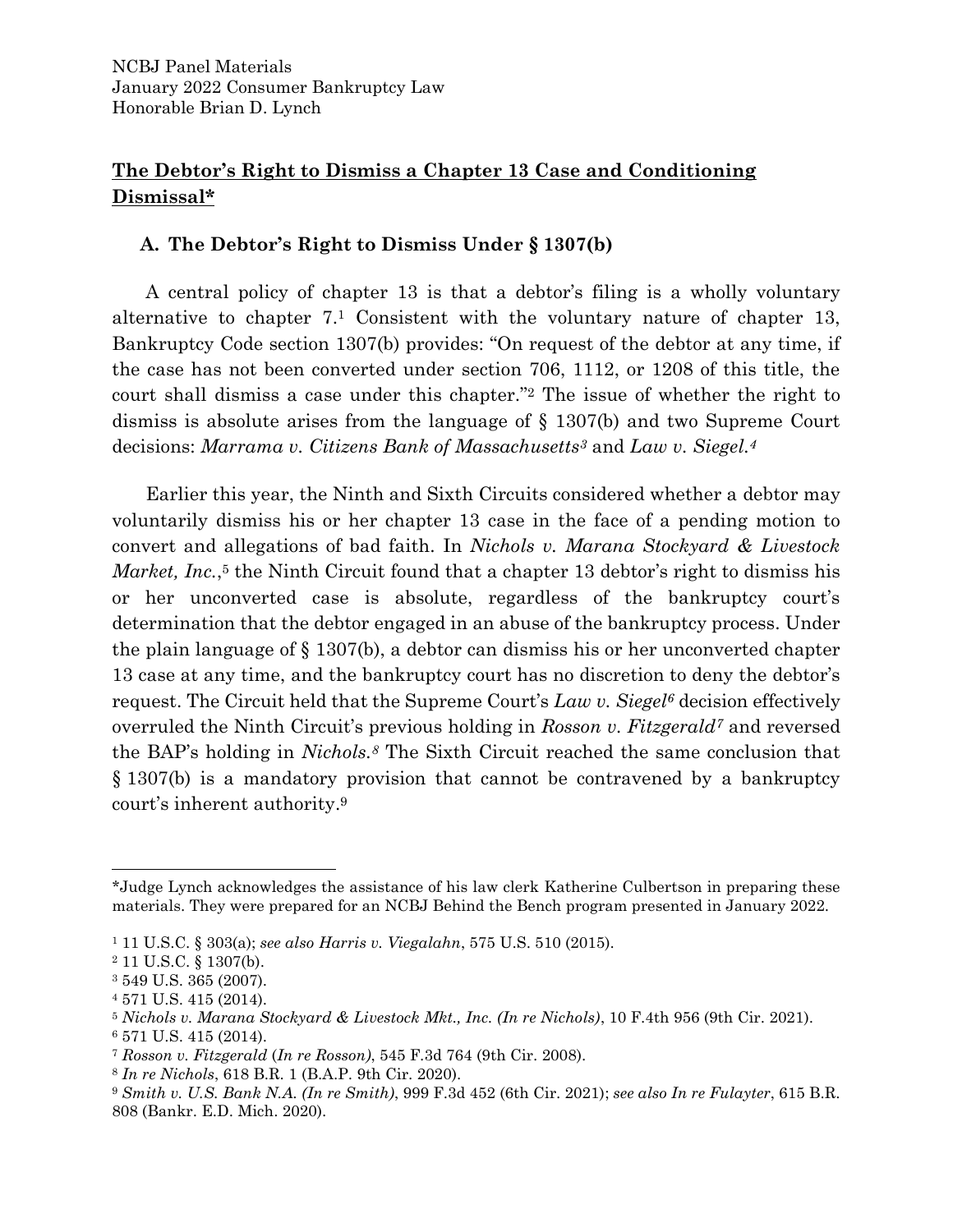NCBJ Panel Materials
January 2022 Consumer Bankruptcy Law
Honorable Brian D. Lynch

## **The Debtor's Right to Dismiss a Chapter 13 Case and Conditioning Dismissal***

### **A. The Debtor's Right to Dismiss Under § 1307(b)**

A central policy of chapter 13 is that a debtor's filing is a wholly voluntary alternative to chapter 7.[1] Consistent with the voluntary nature of chapter 13, Bankruptcy Code section 1307(b) provides: "On request of the debtor at any time, if the case has not been converted under section 706, 1112, or 1208 of this title, the court shall dismiss a case under this chapter."[2] The issue of whether the right to dismiss is absolute arises from the language of § 1307(b) and two Supreme Court decisions: *Marrama v. Citizens Bank of Massachusetts*[3] and *Law v. Siegel*.[4]

Earlier this year, the Ninth and Sixth Circuits considered whether a debtor may voluntarily dismiss his or her chapter 13 case in the face of a pending motion to convert and allegations of bad faith. In *Nichols v. Marana Stockyard & Livestock Market, Inc.*,[5] the Ninth Circuit found that a chapter 13 debtor's right to dismiss his or her unconverted case is absolute, regardless of the bankruptcy court's determination that the debtor engaged in an abuse of the bankruptcy process. Under the plain language of § 1307(b), a debtor can dismiss his or her unconverted chapter 13 case at any time, and the bankruptcy court has no discretion to deny the debtor's request. The Circuit held that the Supreme Court's *Law v. Siegel*[6] decision effectively overruled the Ninth Circuit's previous holding in *Rosson v. Fitzgerald*[7] and reversed the BAP's holding in *Nichols*.[8] The Sixth Circuit reached the same conclusion that § 1307(b) is a mandatory provision that cannot be contravened by a bankruptcy court's inherent authority.[9]

---

*Judge Lynch acknowledges the assistance of his law clerk Katherine Culbertson in preparing these materials. They were prepared for an NCBJ Behind the Bench program presented in January 2022.

[1] 11 U.S.C. § 303(a); *see also Harris v. Viegalahn*, 575 U.S. 510 (2015).

[2] 11 U.S.C. § 1307(b).

[3] 549 U.S. 365 (2007).

[4] 571 U.S. 415 (2014).

[5] *Nichols v. Marana Stockyard & Livestock Mkt., Inc. (In re Nichols)*, 10 F.4th 956 (9th Cir. 2021).

[6] 571 U.S. 415 (2014).

[7] *Rosson v. Fitzgerald* (*In re Rosson)*, 545 F.3d 764 (9th Cir. 2008).

[8] *In re Nichols*, 618 B.R. 1 (B.A.P. 9th Cir. 2020).

[9] *Smith v. U.S. Bank N.A. (In re Smith)*, 999 F.3d 452 (6th Cir. 2021); *see also In re Fulayter*, 615 B.R. 808 (Bankr. E.D. Mich. 2020).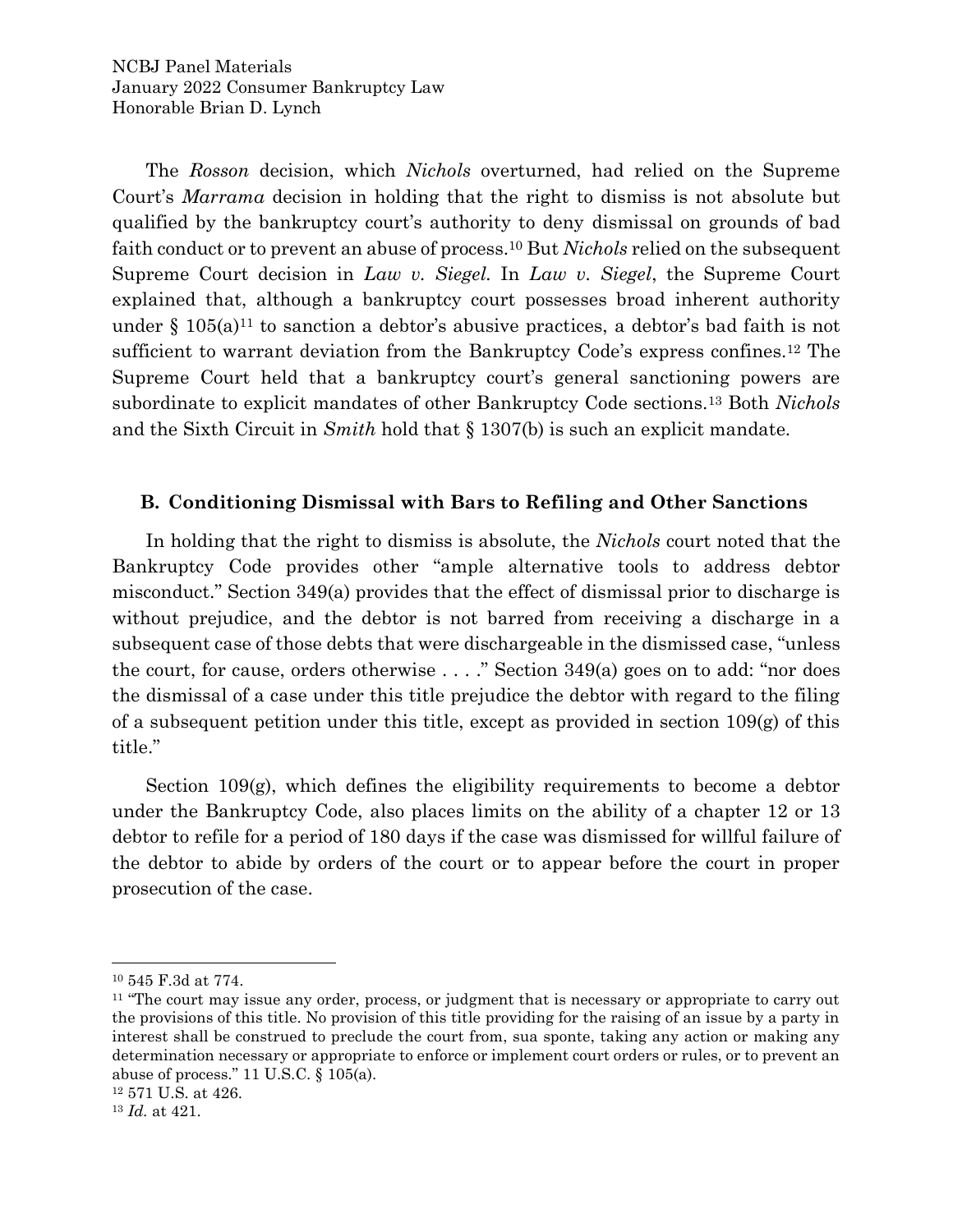The *Rosson* decision, which *Nichols* overturned, had relied on the Supreme Court's *Marrama* decision in holding that the right to dismiss is not absolute but qualified by the bankruptcy court's authority to deny dismissal on grounds of bad faith conduct or to prevent an abuse of process.[10] But *Nichols* relied on the subsequent Supreme Court decision in *Law v. Siegel*. In *Law v. Siegel*, the Supreme Court explained that, although a bankruptcy court possesses broad inherent authority under § 105(a)[11] to sanction a debtor's abusive practices, a debtor's bad faith is not sufficient to warrant deviation from the Bankruptcy Code's express confines.[12] The Supreme Court held that a bankruptcy court's general sanctioning powers are subordinate to explicit mandates of other Bankruptcy Code sections.[13] Both *Nichols* and the Sixth Circuit in *Smith* hold that § 1307(b) is such an explicit mandate.

### B. Conditioning Dismissal with Bars to Refiling and Other Sanctions

In holding that the right to dismiss is absolute, the *Nichols* court noted that the Bankruptcy Code provides other "ample alternative tools to address debtor misconduct." Section 349(a) provides that the effect of dismissal prior to discharge is without prejudice, and the debtor is not barred from receiving a discharge in a subsequent case of those debts that were dischargeable in the dismissed case, "unless the court, for cause, orders otherwise . . . ." Section 349(a) goes on to add: "nor does the dismissal of a case under this title prejudice the debtor with regard to the filing of a subsequent petition under this title, except as provided in section 109(g) of this title."

Section 109(g), which defines the eligibility requirements to become a debtor under the Bankruptcy Code, also places limits on the ability of a chapter 12 or 13 debtor to refile for a period of 180 days if the case was dismissed for willful failure of the debtor to abide by orders of the court or to appear before the court in proper prosecution of the case.

---

[10] 545 F.3d at 774.

[11] "The court may issue any order, process, or judgment that is necessary or appropriate to carry out the provisions of this title. No provision of this title providing for the raising of an issue by a party in interest shall be construed to preclude the court from, sua sponte, taking any action or making any determination necessary or appropriate to enforce or implement court orders or rules, or to prevent an abuse of process." 11 U.S.C. § 105(a).

[12] 571 U.S. at 426.

[13] *Id.* at 421.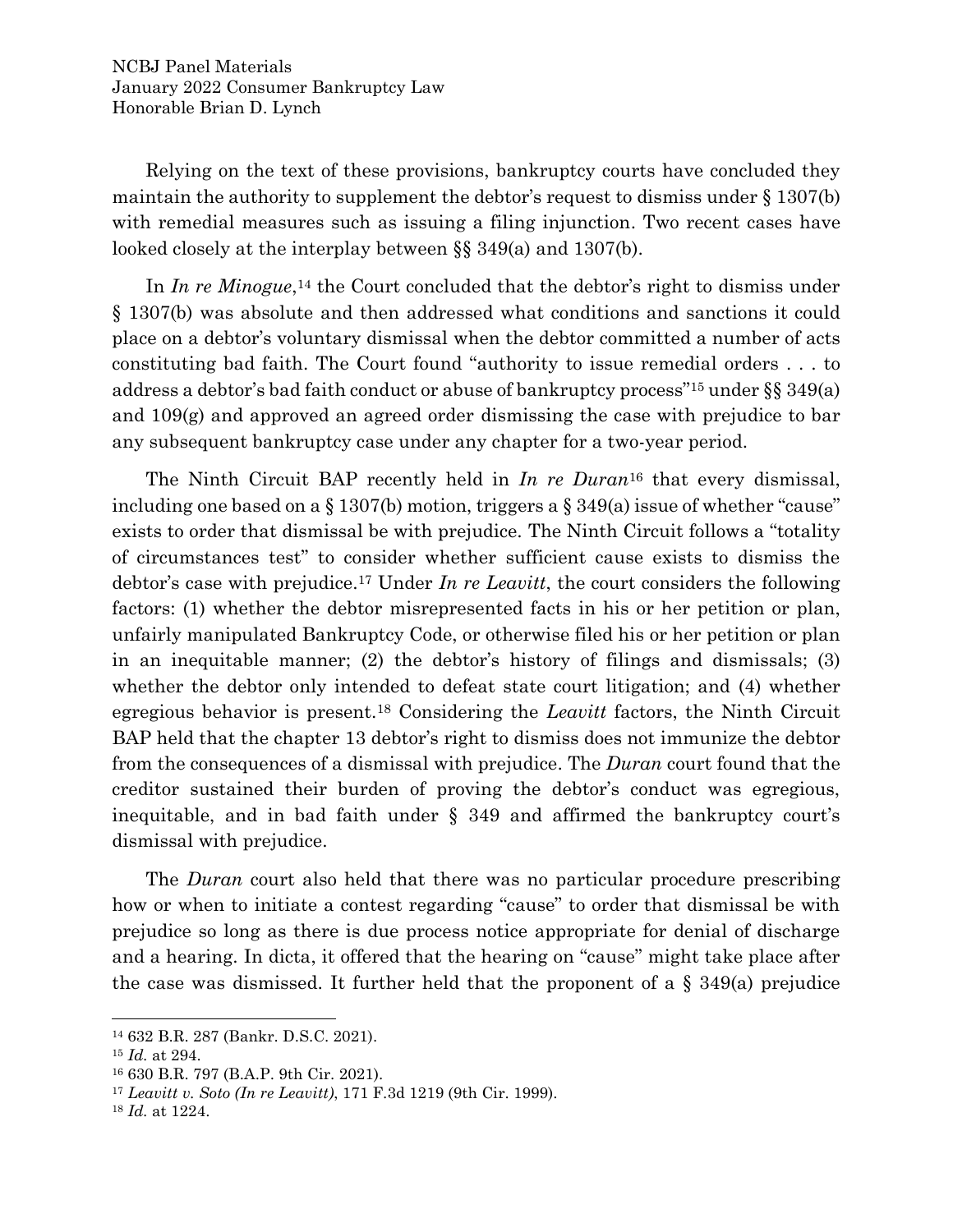Relying on the text of these provisions, bankruptcy courts have concluded they maintain the authority to supplement the debtor's request to dismiss under § 1307(b) with remedial measures such as issuing a filing injunction. Two recent cases have looked closely at the interplay between §§ 349(a) and 1307(b).

In *In re Minogue*,[14] the Court concluded that the debtor's right to dismiss under § 1307(b) was absolute and then addressed what conditions and sanctions it could place on a debtor's voluntary dismissal when the debtor committed a number of acts constituting bad faith. The Court found "authority to issue remedial orders . . . to address a debtor's bad faith conduct or abuse of bankruptcy process"[15] under §§ 349(a) and 109(g) and approved an agreed order dismissing the case with prejudice to bar any subsequent bankruptcy case under any chapter for a two-year period.

The Ninth Circuit BAP recently held in *In re Duran*[16] that every dismissal, including one based on a § 1307(b) motion, triggers a § 349(a) issue of whether "cause" exists to order that dismissal be with prejudice. The Ninth Circuit follows a "totality of circumstances test" to consider whether sufficient cause exists to dismiss the debtor's case with prejudice.[17] Under *In re Leavitt*, the court considers the following factors: (1) whether the debtor misrepresented facts in his or her petition or plan, unfairly manipulated Bankruptcy Code, or otherwise filed his or her petition or plan in an inequitable manner; (2) the debtor's history of filings and dismissals; (3) whether the debtor only intended to defeat state court litigation; and (4) whether egregious behavior is present.[18] Considering the *Leavitt* factors, the Ninth Circuit BAP held that the chapter 13 debtor's right to dismiss does not immunize the debtor from the consequences of a dismissal with prejudice. The *Duran* court found that the creditor sustained their burden of proving the debtor's conduct was egregious, inequitable, and in bad faith under § 349 and affirmed the bankruptcy court's dismissal with prejudice.

The *Duran* court also held that there was no particular procedure prescribing how or when to initiate a contest regarding "cause" to order that dismissal be with prejudice so long as there is due process notice appropriate for denial of discharge and a hearing. In dicta, it offered that the hearing on "cause" might take place after the case was dismissed. It further held that the proponent of a § 349(a) prejudice

---

[14] 632 B.R. 287 (Bankr. D.S.C. 2021).

[15] *Id.* at 294.

[16] 630 B.R. 797 (B.A.P. 9th Cir. 2021).

[17] *Leavitt v. Soto (In re Leavitt)*, 171 F.3d 1219 (9th Cir. 1999).

[18] *Id.* at 1224.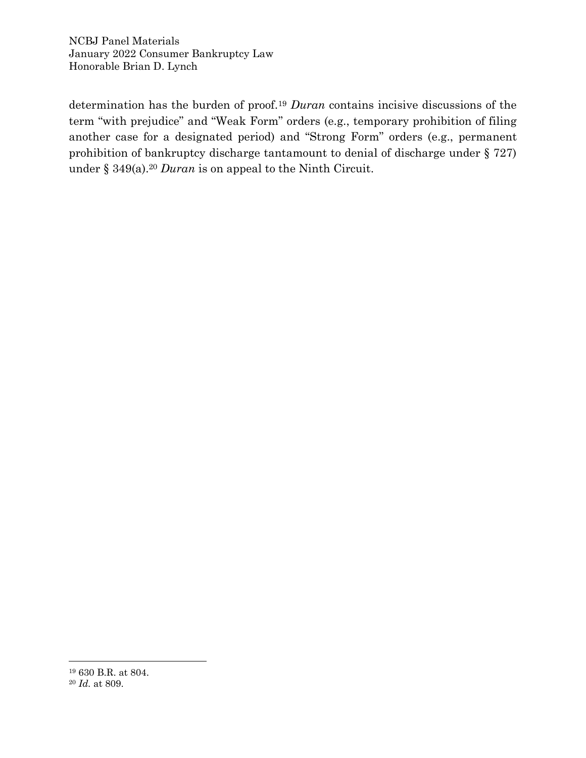determination has the burden of proof.[19] *Duran* contains incisive discussions of the term "with prejudice" and "Weak Form" orders (e.g., temporary prohibition of filing another case for a designated period) and "Strong Form" orders (e.g., permanent prohibition of bankruptcy discharge tantamount to denial of discharge under § 727) under § 349(a).[20] *Duran* is on appeal to the Ninth Circuit.

[19] 630 B.R. at 804.

[20] *Id.* at 809.